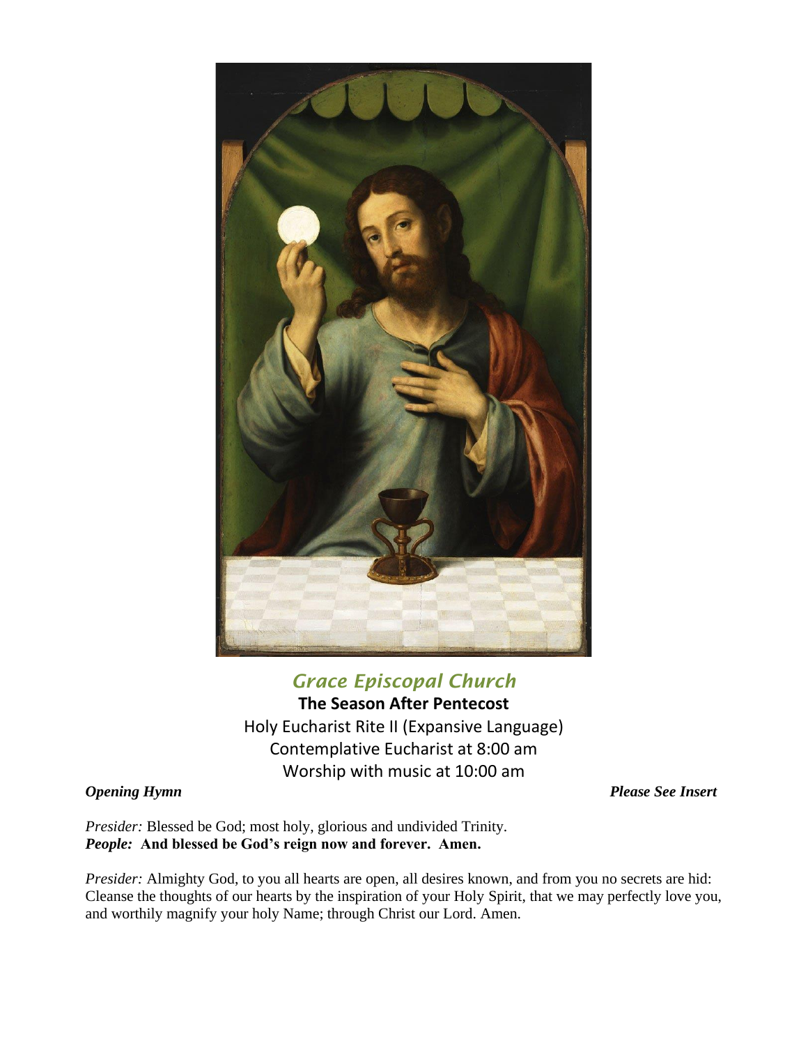# *Grace Episcopal Church*

**The Season After Pentecost**

Holy Eucharist Rite II (Expansive Language)

Contemplative Eucharist at 8:00 am

Worship with music at 10:00 am

***Opening Hymn*** ***Please See Insert***

*Presider:* Blessed be God; most holy, glorious and undivided Trinity.
***People:*** **And blessed be God's reign now and forever. Amen.**

*Presider:* Almighty God, to you all hearts are open, all desires known, and from you no secrets are hid: Cleanse the thoughts of our hearts by the inspiration of your Holy Spirit, that we may perfectly love you, and worthily magnify your holy Name; through Christ our Lord. Amen.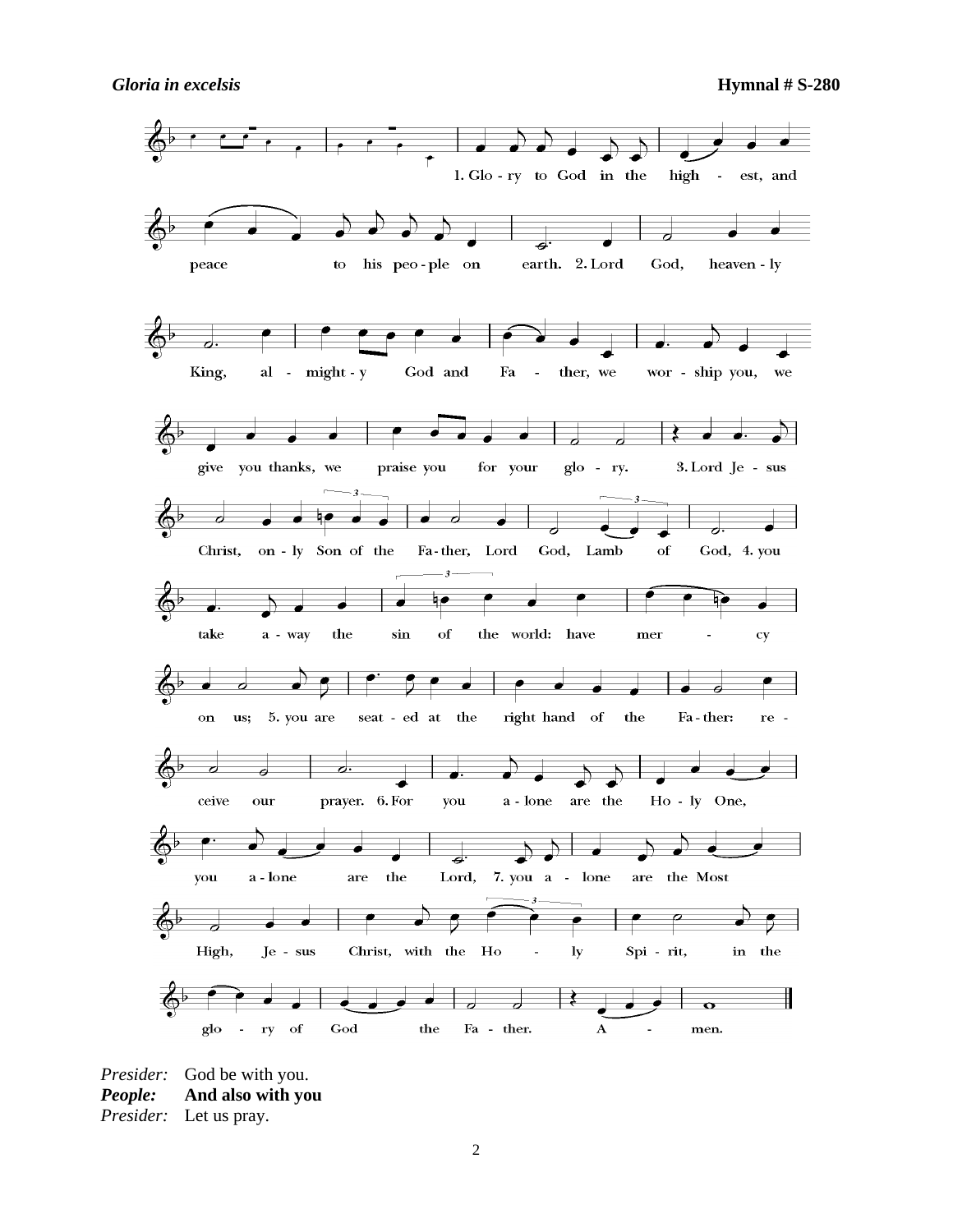***Gloria in excelsis*** **Hymnal # S-280**

1. Glo - ry to God in the high - est, and peace to his peo - ple on earth. 2. Lord God, heaven - ly King, al - might - y God and Fa - ther, we wor - ship you, we give you thanks, we praise you for your glo - ry. 3. Lord Je - sus Christ, on - ly Son of the Fa - ther, Lord God, Lamb of God, 4. you take a - way the sin of the world: have mer - cy on us; 5. you are seat - ed at the right hand of the Fa - ther: re - ceive our prayer. 6. For you a - lone are the Ho - ly One, you a - lone are the Lord, 7. you a - lone are the Most High, Je - sus Christ, with the Ho - ly Spi - rit, in the glo - ry of God the Fa - ther. A - men.

*Presider:* God be with you.
***People:*** **And also with you**
*Presider:* Let us pray.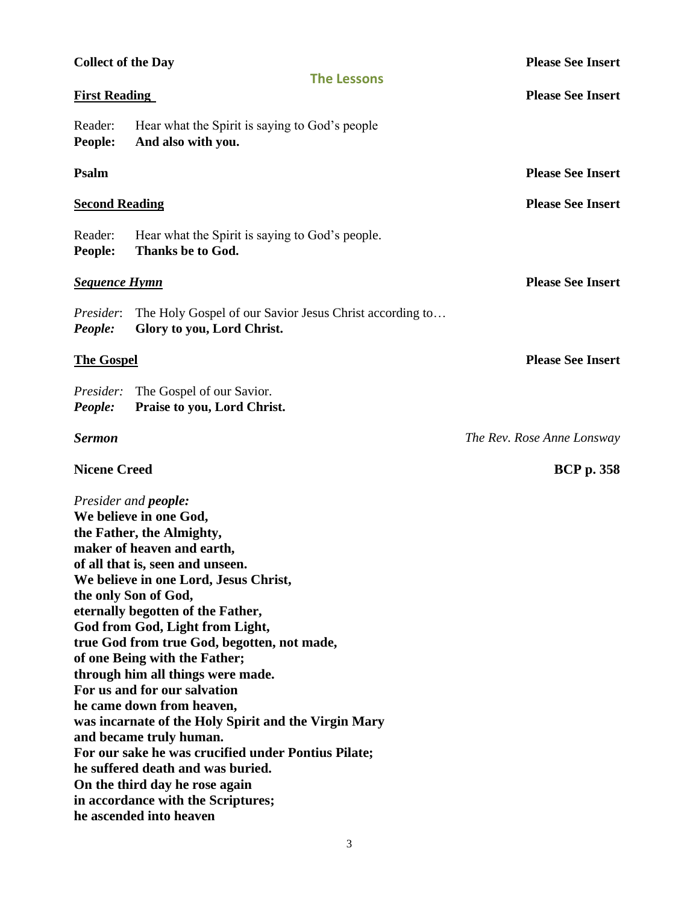**Collect of the Day** **Please See Insert**

## The Lessons

**First Reading** **Please See Insert**

Reader: Hear what the Spirit is saying to God's people
**People: And also with you.**

**Psalm** **Please See Insert**

**Second Reading** **Please See Insert**

Reader: Hear what the Spirit is saying to God's people.
**People: Thanks be to God.**

***Sequence Hymn*** **Please See Insert**

*Presider*: The Holy Gospel of our Savior Jesus Christ according to…
***People:*** **Glory to you, Lord Christ.**

**The Gospel** **Please See Insert**

*Presider:* The Gospel of our Savior.
***People:*** **Praise to you, Lord Christ.**

***Sermon*** *The Rev. Rose Anne Lonsway*

**Nicene Creed** **BCP p. 358**

*Presider and* ***people:***
**We believe in one God,
the Father, the Almighty,
maker of heaven and earth,
of all that is, seen and unseen.
We believe in one Lord, Jesus Christ,
the only Son of God,
eternally begotten of the Father,
God from God, Light from Light,
true God from true God, begotten, not made,
of one Being with the Father;
through him all things were made.
For us and for our salvation
he came down from heaven,
was incarnate of the Holy Spirit and the Virgin Mary
and became truly human.
For our sake he was crucified under Pontius Pilate;
he suffered death and was buried.
On the third day he rose again
in accordance with the Scriptures;
he ascended into heaven**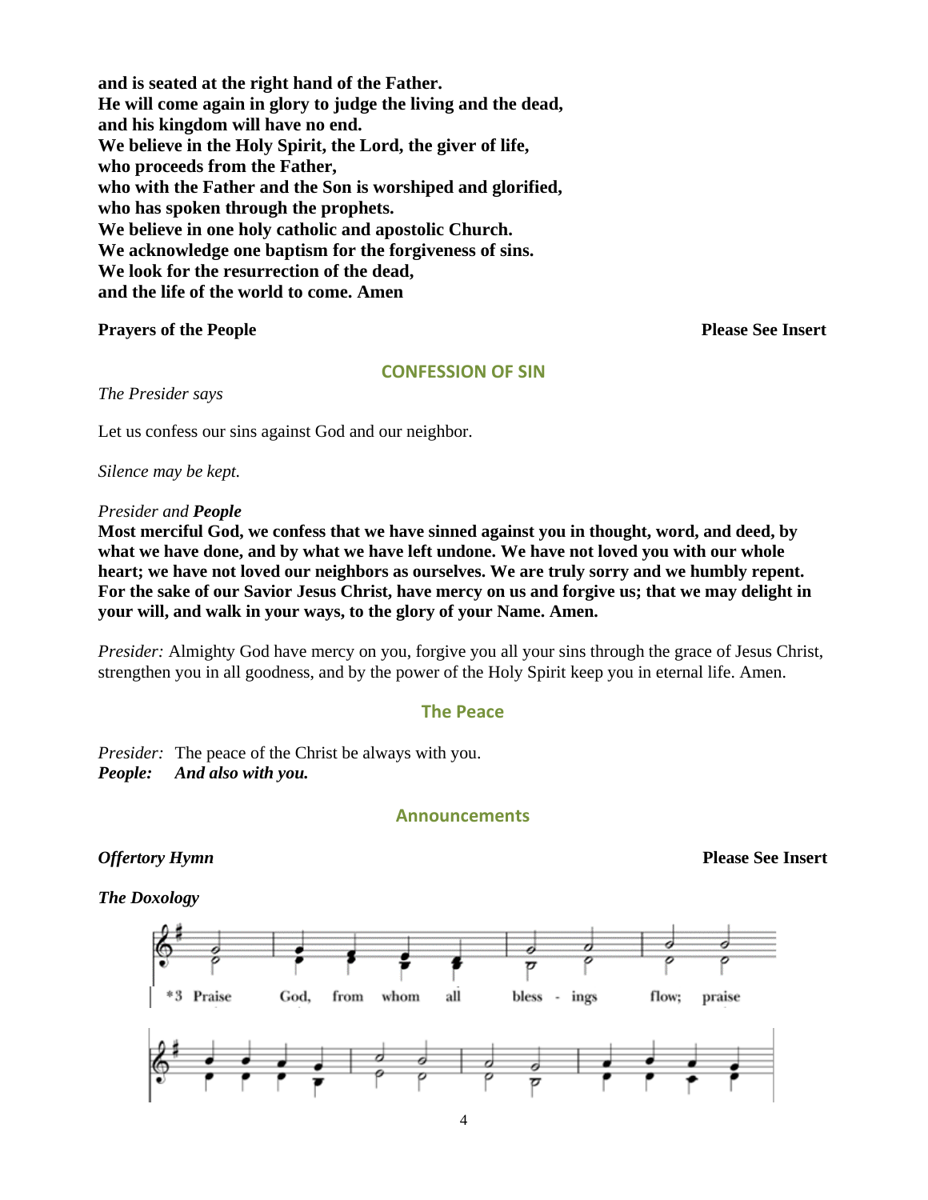**and is seated at the right hand of the Father.**
**He will come again in glory to judge the living and the dead,**
**and his kingdom will have no end.**
**We believe in the Holy Spirit, the Lord, the giver of life,**
**who proceeds from the Father,**
**who with the Father and the Son is worshiped and glorified,**
**who has spoken through the prophets.**
**We believe in one holy catholic and apostolic Church.**
**We acknowledge one baptism for the forgiveness of sins.**
**We look for the resurrection of the dead,**
**and the life of the world to come. Amen**

**Prayers of the People** **Please See Insert**

## CONFESSION OF SIN

*The Presider says*

Let us confess our sins against God and our neighbor.

*Silence may be kept.*

*Presider and* ***People***
**Most merciful God, we confess that we have sinned against you in thought, word, and deed, by what we have done, and by what we have left undone. We have not loved you with our whole heart; we have not loved our neighbors as ourselves. We are truly sorry and we humbly repent. For the sake of our Savior Jesus Christ, have mercy on us and forgive us; that we may delight in your will, and walk in your ways, to the glory of your Name. Amen.**

*Presider:* Almighty God have mercy on you, forgive you all your sins through the grace of Jesus Christ, strengthen you in all goodness, and by the power of the Holy Spirit keep you in eternal life. Amen.

## The Peace

*Presider:* The peace of the Christ be always with you.
***People:*** ***And also with you.***

## Announcements

***Offertory Hymn*** **Please See Insert**

***The Doxology***

*3 Praise God, from whom all bless - ings flow; praise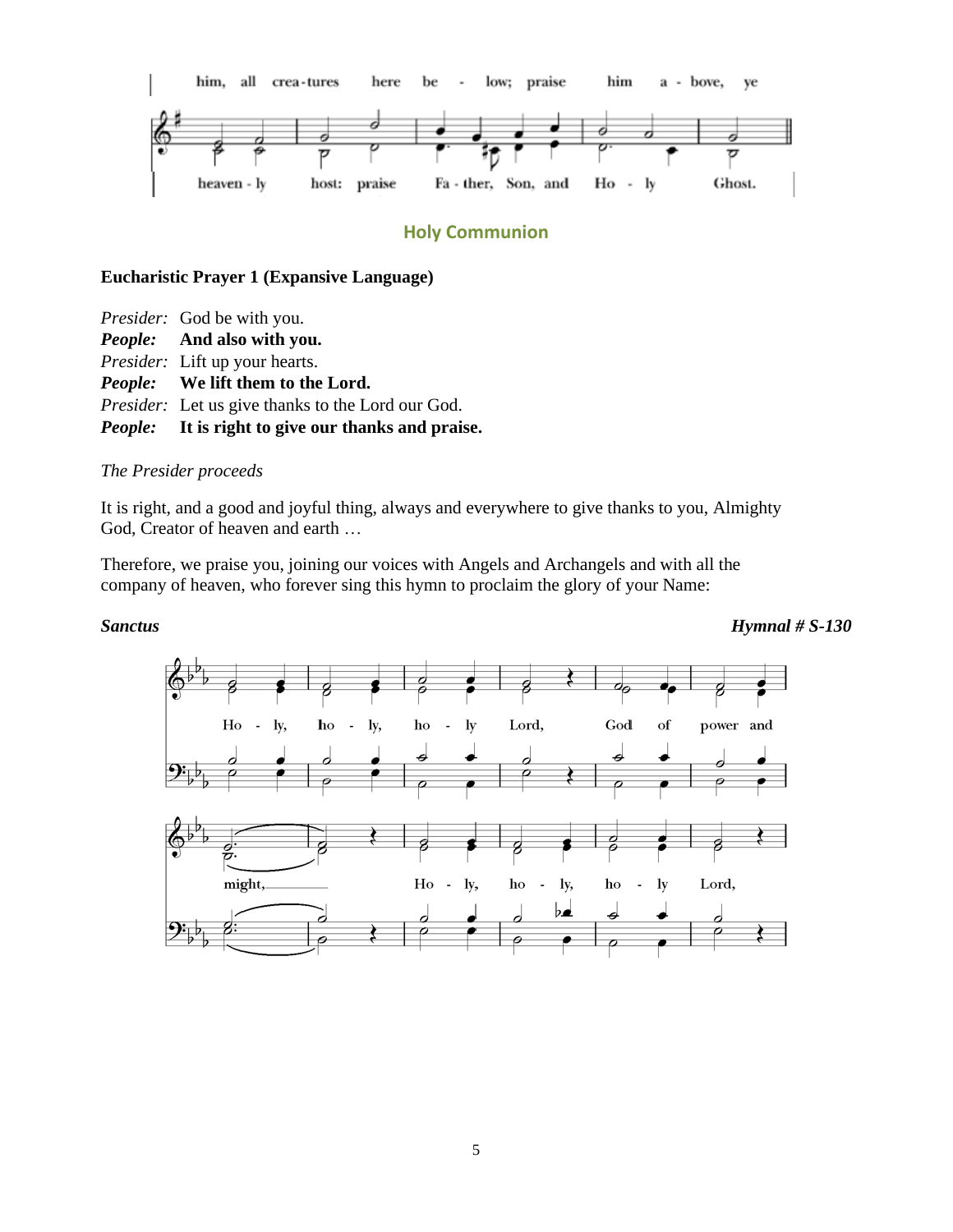him, all crea-tures here be - low; praise him a - bove, ye

heaven - ly host: praise Fa - ther, Son, and Ho - ly Ghost.

## Holy Communion

**Eucharistic Prayer 1 (Expansive Language)**

*Presider:* God be with you.
***People:*** **And also with you.**
*Presider:* Lift up your hearts.
***People:*** **We lift them to the Lord.**
*Presider:* Let us give thanks to the Lord our God.
***People:*** **It is right to give our thanks and praise.**

*The Presider proceeds*

It is right, and a good and joyful thing, always and everywhere to give thanks to you, Almighty God, Creator of heaven and earth …

Therefore, we praise you, joining our voices with Angels and Archangels and with all the company of heaven, who forever sing this hymn to proclaim the glory of your Name:

***Sanctus*** ***Hymnal # S-130***

Ho - ly, ho - ly, ho - ly Lord, God of power and

might, Ho - ly, ho - ly, ho - ly Lord,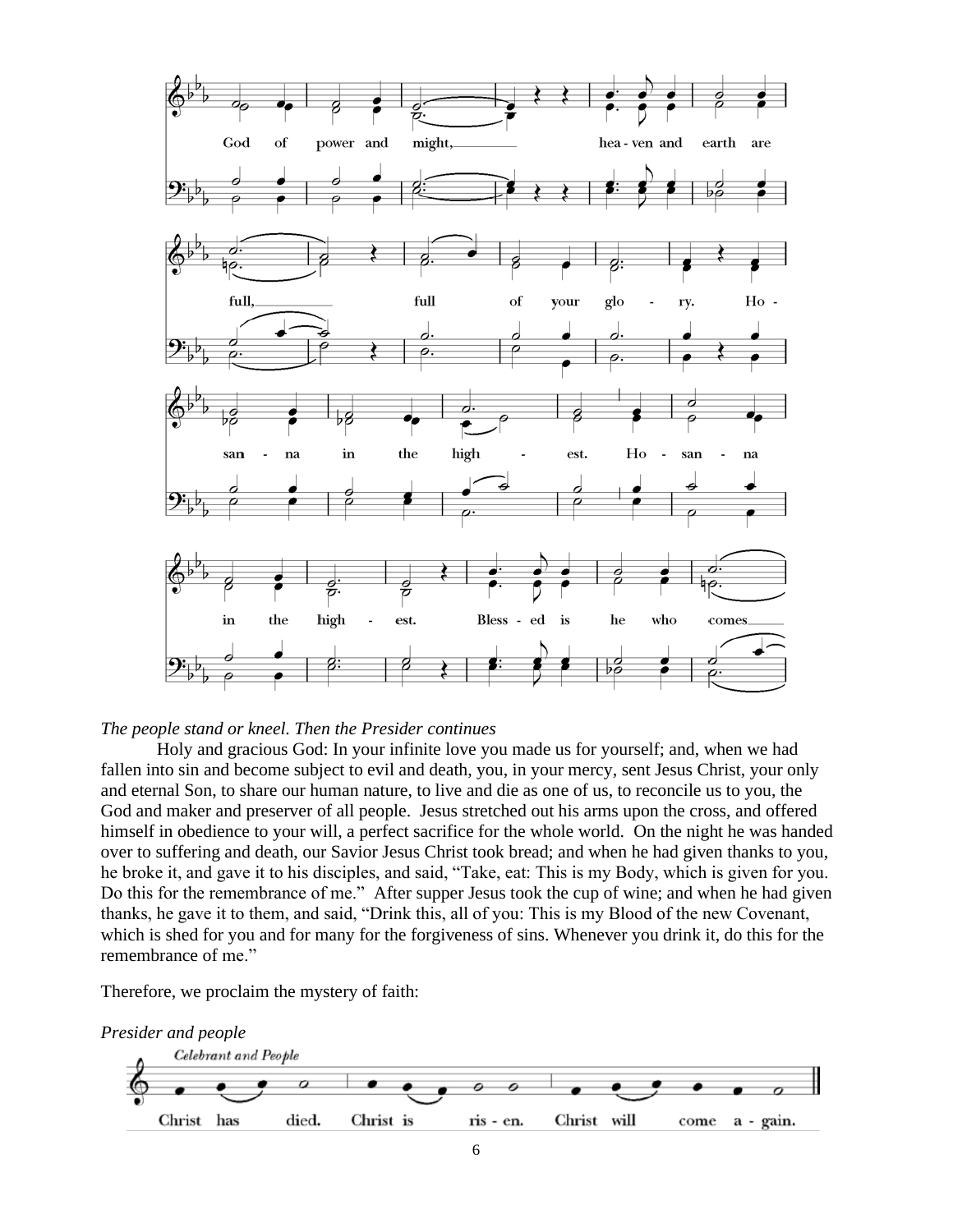*The people stand or kneel. Then the Presider continues*

Holy and gracious God: In your infinite love you made us for yourself; and, when we had fallen into sin and become subject to evil and death, you, in your mercy, sent Jesus Christ, your only and eternal Son, to share our human nature, to live and die as one of us, to reconcile us to you, the God and maker and preserver of all people. Jesus stretched out his arms upon the cross, and offered himself in obedience to your will, a perfect sacrifice for the whole world. On the night he was handed over to suffering and death, our Savior Jesus Christ took bread; and when he had given thanks to you, he broke it, and gave it to his disciples, and said, "Take, eat: This is my Body, which is given for you. Do this for the remembrance of me." After supper Jesus took the cup of wine; and when he had given thanks, he gave it to them, and said, "Drink this, all of you: This is my Blood of the new Covenant, which is shed for you and for many for the forgiveness of sins. Whenever you drink it, do this for the remembrance of me."

Therefore, we proclaim the mystery of faith:

*Presider and people*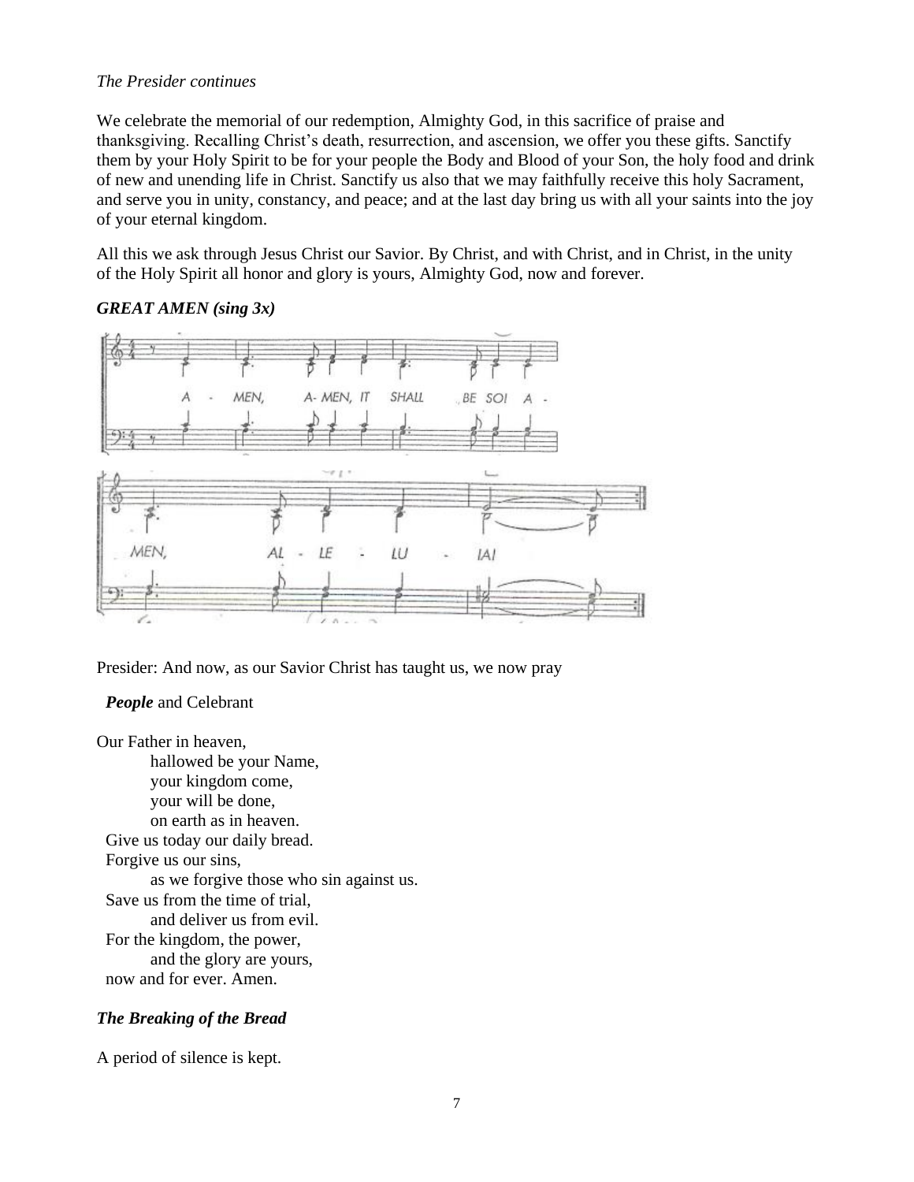*The Presider continues*

We celebrate the memorial of our redemption, Almighty God, in this sacrifice of praise and thanksgiving. Recalling Christ's death, resurrection, and ascension, we offer you these gifts. Sanctify them by your Holy Spirit to be for your people the Body and Blood of your Son, the holy food and drink of new and unending life in Christ. Sanctify us also that we may faithfully receive this holy Sacrament, and serve you in unity, constancy, and peace; and at the last day bring us with all your saints into the joy of your eternal kingdom.

All this we ask through Jesus Christ our Savior. By Christ, and with Christ, and in Christ, in the unity of the Holy Spirit all honor and glory is yours, Almighty God, now and forever.

***GREAT AMEN (sing 3x)***

Presider: And now, as our Savior Christ has taught us, we now pray

***People*** and Celebrant

Our Father in heaven,
hallowed be your Name,
your kingdom come,
your will be done,
on earth as in heaven.
Give us today our daily bread.
Forgive us our sins,
as we forgive those who sin against us.
Save us from the time of trial,
and deliver us from evil.
For the kingdom, the power,
and the glory are yours,
now and for ever. Amen.

***The Breaking of the Bread***

A period of silence is kept.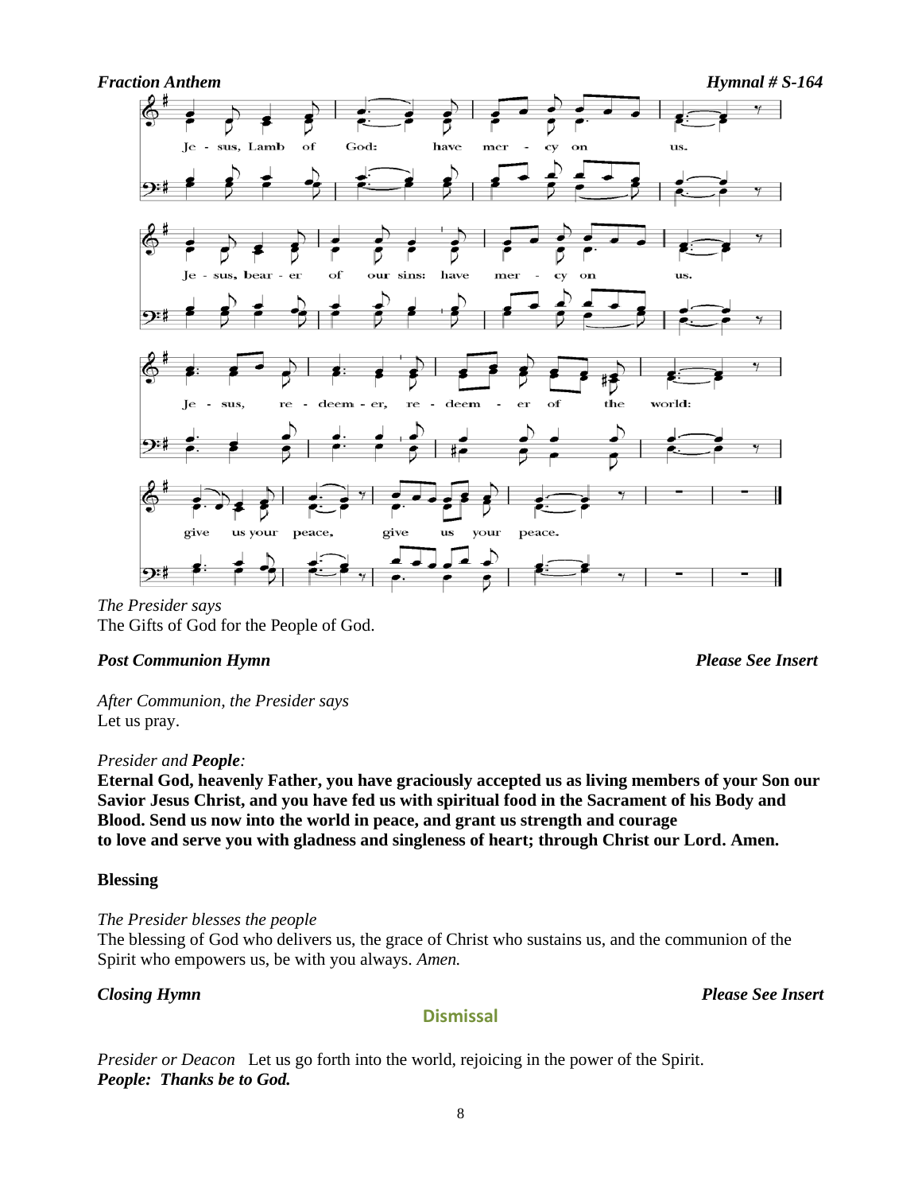***Fraction Anthem*** ***Hymnal # S-164***

Je - sus, Lamb of God: have mer - cy on us.

Je - sus, bear - er of our sins: have mer - cy on us.

Je - sus, re - deem - er, re - deem - er of the world:

give us your peace, give us your peace.

*The Presider says*
The Gifts of God for the People of God.

***Post Communion Hymn*** ***Please See Insert***

*After Communion, the Presider says*
Let us pray.

*Presider and **People**:*
**Eternal God, heavenly Father, you have graciously accepted us as living members of your Son our Savior Jesus Christ, and you have fed us with spiritual food in the Sacrament of his Body and Blood. Send us now into the world in peace, and grant us strength and courage to love and serve you with gladness and singleness of heart; through Christ our Lord. Amen.**

**Blessing**

*The Presider blesses the people*
The blessing of God who delivers us, the grace of Christ who sustains us, and the communion of the Spirit who empowers us, be with you always. *Amen.*

***Closing Hymn*** ***Please See Insert***

**Dismissal**

*Presider or Deacon* Let us go forth into the world, rejoicing in the power of the Spirit.
***People: Thanks be to God.***